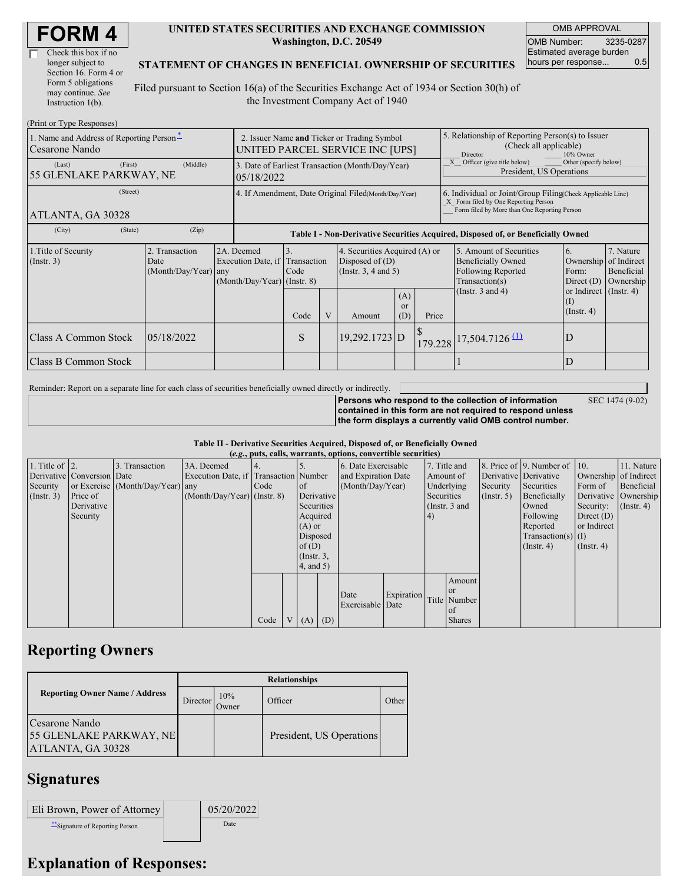# FORM 4

☐ Check this box if no longer subject to Section 16. Form 4 or Form 5 obligations may continue. *See* Instruction 1(b).

**UNITED STATES SECURITIES AND EXCHANGE COMMISSION**
**Washington, D.C. 20549**

**STATEMENT OF CHANGES IN BENEFICIAL OWNERSHIP OF SECURITIES**

Filed pursuant to Section 16(a) of the Securities Exchange Act of 1934 or Section 30(h) of the Investment Company Act of 1940

| OMB APPROVAL | |
|---|---|
| OMB Number: | 3235-0287 |
| Estimated average burden hours per response... | 0.5 |

(Print or Type Responses)

| 1. Name and Address of Reporting Person* | 2. Issuer Name and Ticker or Trading Symbol | 5. Relationship of Reporting Person(s) to Issuer (Check all applicable) |
|---|---|---|
| Cesarone Nando | UNITED PARCEL SERVICE INC [UPS] | ___ Director ___ 10% Owner |
| (Last) (First) (Middle) 55 GLENLAKE PARKWAY, NE | 3. Date of Earliest Transaction (Month/Day/Year) 05/18/2022 | _X_ Officer (give title below) ___ Other (specify below) President, US Operations |
| (Street) ATLANTA, GA 30328 | 4. If Amendment, Date Original Filed (Month/Day/Year) | 6. Individual or Joint/Group Filing (Check Applicable Line) _X_ Form filed by One Reporting Person ___ Form filed by More than One Reporting Person |
| (City) (State) (Zip) | | |

**Table I - Non-Derivative Securities Acquired, Disposed of, or Beneficially Owned**

| 1.Title of Security (Instr. 3) | 2. Transaction Date (Month/Day/Year) | 2A. Deemed Execution Date, if any (Month/Day/Year) | 3. Transaction Code (Instr. 8) | | 4. Securities Acquired (A) or Disposed of (D) (Instr. 3, 4 and 5) | | | 5. Amount of Securities Beneficially Owned Following Reported Transaction(s) (Instr. 3 and 4) | 6. Ownership Form: Direct (D) or Indirect (I) (Instr. 4) | 7. Nature of Indirect Beneficial Ownership (Instr. 4) |
|---|---|---|---|---|---|---|---|---|---|---|
| | | | Code | V | Amount | (A) or (D) | Price | | | |
| Class A Common Stock | 05/18/2022 | | S | | 19,292.1723 | D | $ 179.228 | 17,504.7126 (1) | D | |
| Class B Common Stock | | | | | | | | 1 | D | |

Reminder: Report on a separate line for each class of securities beneficially owned directly or indirectly.

**Persons who respond to the collection of information contained in this form are not required to respond unless the form displays a currently valid OMB control number.** SEC 1474 (9-02)

**Table II - Derivative Securities Acquired, Disposed of, or Beneficially Owned**
**(*e.g.*, puts, calls, warrants, options, convertible securities)**

| 1. Title of Derivative Security (Instr. 3) | 2. Conversion or Exercise Price of Derivative Security | 3. Transaction Date (Month/Day/Year) | 3A. Deemed Execution Date, if any (Month/Day/Year) | 4. Transaction Code (Instr. 8) | | 5. Number of Derivative Securities Acquired (A) or Disposed of (D) (Instr. 3, 4, and 5) | | 6. Date Exercisable and Expiration Date (Month/Day/Year) | | 7. Title and Amount of Underlying Securities (Instr. 3 and 4) | | 8. Price of Derivative Security (Instr. 5) | 9. Number of Derivative Securities Beneficially Owned Following Reported Transaction(s) (Instr. 4) | 10. Ownership Form of Derivative Security: Direct (D) or Indirect (I) (Instr. 4) | 11. Nature of Indirect Beneficial Ownership (Instr. 4) |
|---|---|---|---|---|---|---|---|---|---|---|---|---|---|---|---|
| | | | | Code | V | (A) | (D) | Date Exercisable | Expiration Date | Title | Amount or Number of Shares | | | | |

## Reporting Owners

| Reporting Owner Name / Address | Relationships | | | |
|---|---|---|---|---|
| | Director | 10% Owner | Officer | Other |
| Cesarone Nando 55 GLENLAKE PARKWAY, NE ATLANTA, GA 30328 | | | President, US Operations | |

## Signatures

| Eli Brown, Power of Attorney | 05/20/2022 |
|---|---|
| **Signature of Reporting Person | Date |

## Explanation of Responses: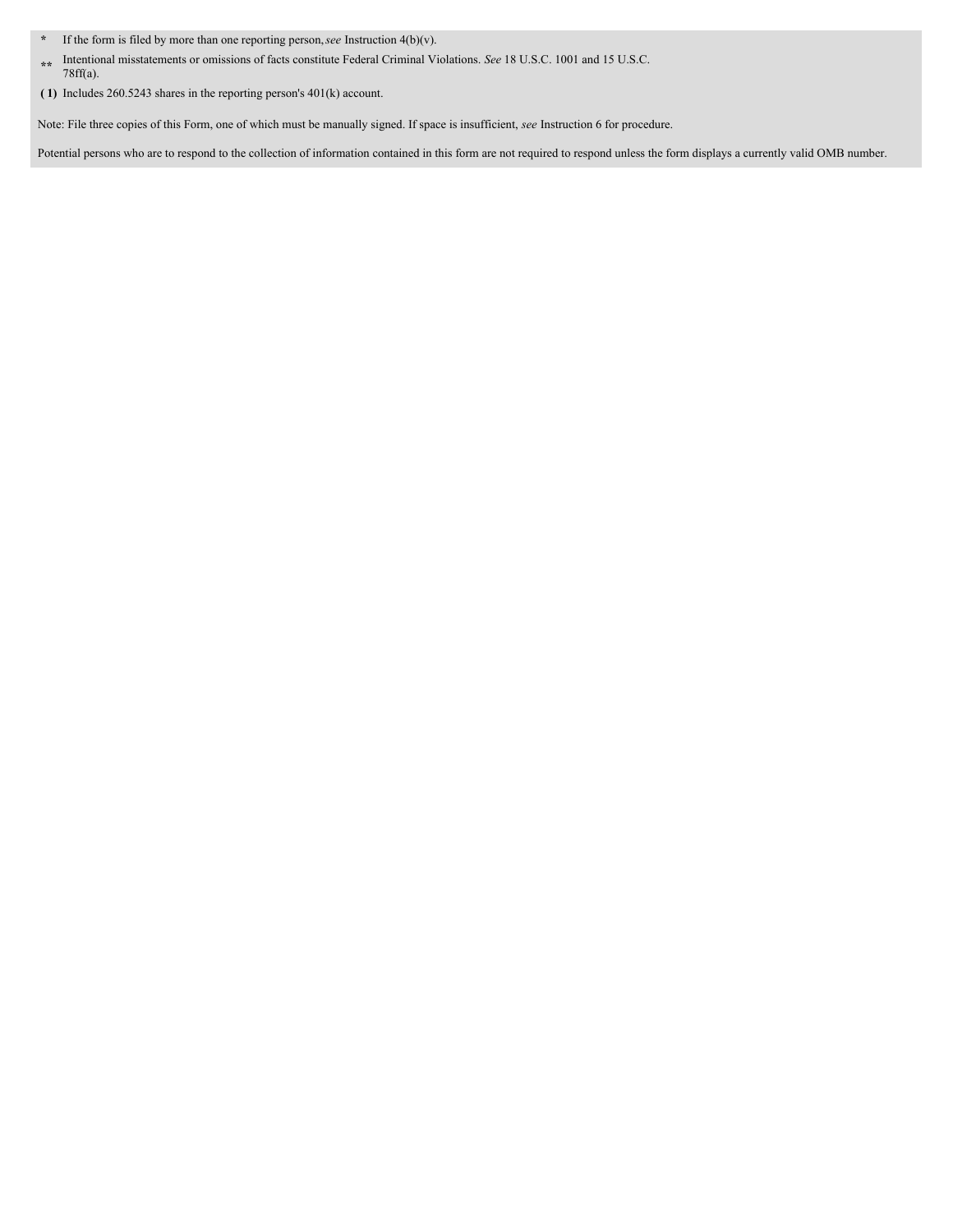\* If the form is filed by more than one reporting person, *see* Instruction 4(b)(v).

\*\* Intentional misstatements or omissions of facts constitute Federal Criminal Violations. *See* 18 U.S.C. 1001 and 15 U.S.C. 78ff(a).

( 1) Includes 260.5243 shares in the reporting person's 401(k) account.

Note: File three copies of this Form, one of which must be manually signed. If space is insufficient, *see* Instruction 6 for procedure.

Potential persons who are to respond to the collection of information contained in this form are not required to respond unless the form displays a currently valid OMB number.